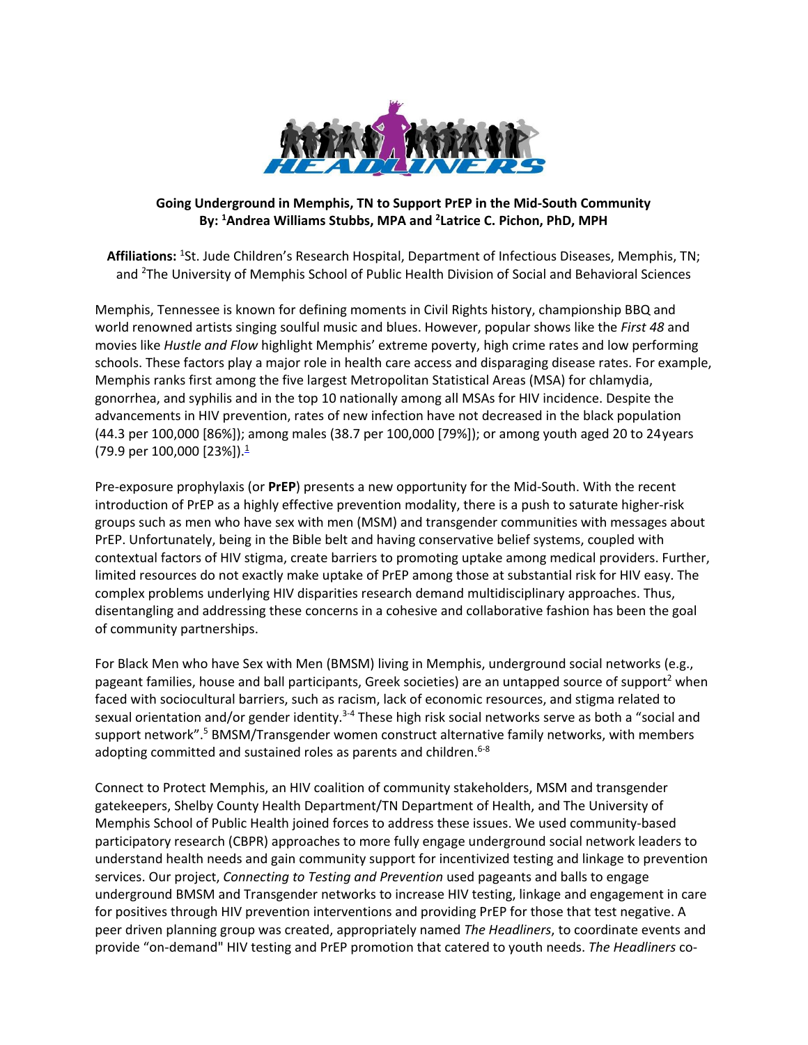HEADLINERS

## Going Underground in Memphis, TN to Support PrEP in the Mid-South Community

**By: [1]Andrea Williams Stubbs, MPA and [2]Latrice C. Pichon, PhD, MPH**

**Affiliations:** [1]St. Jude Children's Research Hospital, Department of Infectious Diseases, Memphis, TN; and [2]The University of Memphis School of Public Health Division of Social and Behavioral Sciences

Memphis, Tennessee is known for defining moments in Civil Rights history, championship BBQ and world renowned artists singing soulful music and blues. However, popular shows like the *First 48* and movies like *Hustle and Flow* highlight Memphis' extreme poverty, high crime rates and low performing schools. These factors play a major role in health care access and disparaging disease rates. For example, Memphis ranks first among the five largest Metropolitan Statistical Areas (MSA) for chlamydia, gonorrhea, and syphilis and in the top 10 nationally among all MSAs for HIV incidence. Despite the advancements in HIV prevention, rates of new infection have not decreased in the black population (44.3 per 100,000 [86%]); among males (38.7 per 100,000 [79%]); or among youth aged 20 to 24 years (79.9 per 100,000 [23%]).[1]

Pre-exposure prophylaxis (or **PrEP**) presents a new opportunity for the Mid-South. With the recent introduction of PrEP as a highly effective prevention modality, there is a push to saturate higher-risk groups such as men who have sex with men (MSM) and transgender communities with messages about PrEP. Unfortunately, being in the Bible belt and having conservative belief systems, coupled with contextual factors of HIV stigma, create barriers to promoting uptake among medical providers. Further, limited resources do not exactly make uptake of PrEP among those at substantial risk for HIV easy. The complex problems underlying HIV disparities research demand multidisciplinary approaches. Thus, disentangling and addressing these concerns in a cohesive and collaborative fashion has been the goal of community partnerships.

For Black Men who have Sex with Men (BMSM) living in Memphis, underground social networks (e.g., pageant families, house and ball participants, Greek societies) are an untapped source of support[2] when faced with sociocultural barriers, such as racism, lack of economic resources, and stigma related to sexual orientation and/or gender identity.[3-4] These high risk social networks serve as both a "social and support network".[5] BMSM/Transgender women construct alternative family networks, with members adopting committed and sustained roles as parents and children.[6-8]

Connect to Protect Memphis, an HIV coalition of community stakeholders, MSM and transgender gatekeepers, Shelby County Health Department/TN Department of Health, and The University of Memphis School of Public Health joined forces to address these issues. We used community-based participatory research (CBPR) approaches to more fully engage underground social network leaders to understand health needs and gain community support for incentivized testing and linkage to prevention services. Our project, *Connecting to Testing and Prevention* used pageants and balls to engage underground BMSM and Transgender networks to increase HIV testing, linkage and engagement in care for positives through HIV prevention interventions and providing PrEP for those that test negative. A peer driven planning group was created, appropriately named *The Headliners*, to coordinate events and provide "on-demand" HIV testing and PrEP promotion that catered to youth needs. *The Headliners* co-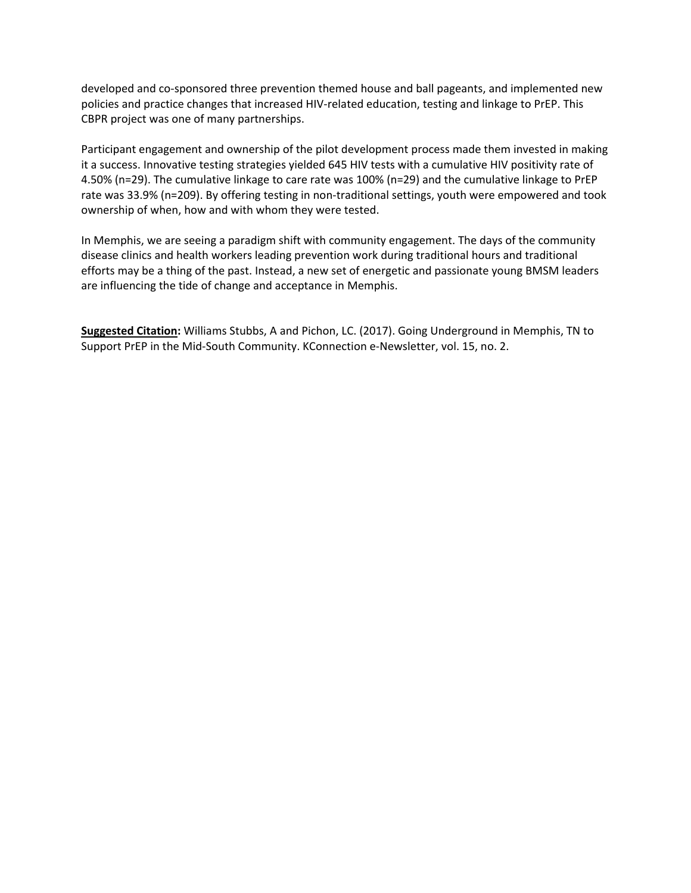developed and co-sponsored three prevention themed house and ball pageants, and implemented new policies and practice changes that increased HIV-related education, testing and linkage to PrEP. This CBPR project was one of many partnerships.

Participant engagement and ownership of the pilot development process made them invested in making it a success. Innovative testing strategies yielded 645 HIV tests with a cumulative HIV positivity rate of 4.50% (n=29). The cumulative linkage to care rate was 100% (n=29) and the cumulative linkage to PrEP rate was 33.9% (n=209). By offering testing in non-traditional settings, youth were empowered and took ownership of when, how and with whom they were tested.

In Memphis, we are seeing a paradigm shift with community engagement. The days of the community disease clinics and health workers leading prevention work during traditional hours and traditional efforts may be a thing of the past. Instead, a new set of energetic and passionate young BMSM leaders are influencing the tide of change and acceptance in Memphis.

**Suggested Citation:** Williams Stubbs, A and Pichon, LC. (2017). Going Underground in Memphis, TN to Support PrEP in the Mid-South Community. KConnection e-Newsletter, vol. 15, no. 2.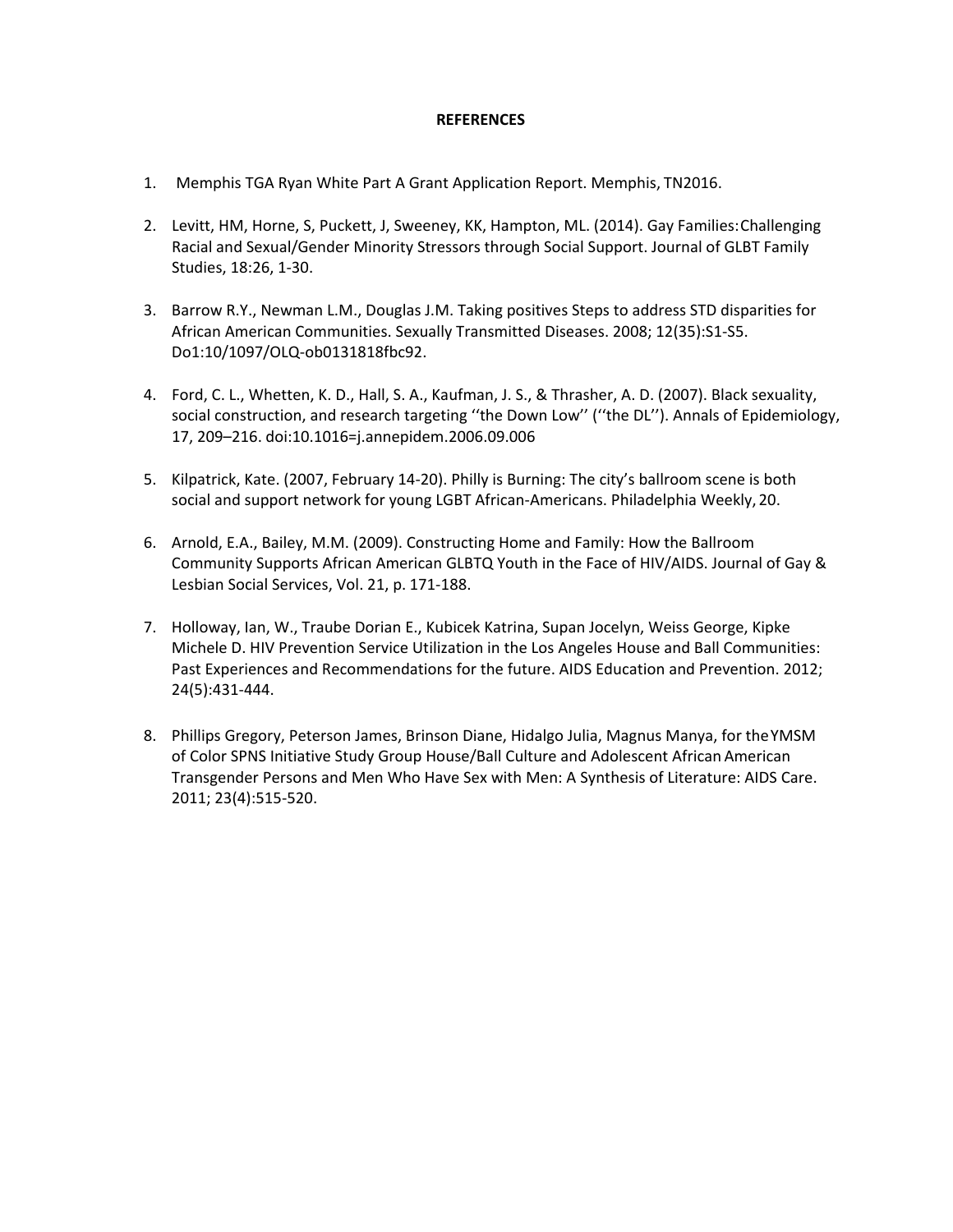**REFERENCES**

1. Memphis TGA Ryan White Part A Grant Application Report. Memphis, TN2016.

2. Levitt, HM, Horne, S, Puckett, J, Sweeney, KK, Hampton, ML. (2014). Gay Families:Challenging Racial and Sexual/Gender Minority Stressors through Social Support. Journal of GLBT Family Studies, 18:26, 1-30.

3. Barrow R.Y., Newman L.M., Douglas J.M. Taking positives Steps to address STD disparities for African American Communities. Sexually Transmitted Diseases. 2008; 12(35):S1-S5. Do1:10/1097/OLQ-ob0131818fbc92.

4. Ford, C. L., Whetten, K. D., Hall, S. A., Kaufman, J. S., & Thrasher, A. D. (2007). Black sexuality, social construction, and research targeting ''the Down Low'' (''the DL''). Annals of Epidemiology, 17, 209–216. doi:10.1016=j.annepidem.2006.09.006

5. Kilpatrick, Kate. (2007, February 14-20). Philly is Burning: The city's ballroom scene is both social and support network for young LGBT African-Americans. Philadelphia Weekly, 20.

6. Arnold, E.A., Bailey, M.M. (2009). Constructing Home and Family: How the Ballroom Community Supports African American GLBTQ Youth in the Face of HIV/AIDS. Journal of Gay & Lesbian Social Services, Vol. 21, p. 171-188.

7. Holloway, Ian, W., Traube Dorian E., Kubicek Katrina, Supan Jocelyn, Weiss George, Kipke Michele D. HIV Prevention Service Utilization in the Los Angeles House and Ball Communities: Past Experiences and Recommendations for the future. AIDS Education and Prevention. 2012; 24(5):431-444.

8. Phillips Gregory, Peterson James, Brinson Diane, Hidalgo Julia, Magnus Manya, for the YMSM of Color SPNS Initiative Study Group House/Ball Culture and Adolescent African American Transgender Persons and Men Who Have Sex with Men: A Synthesis of Literature: AIDS Care. 2011; 23(4):515-520.